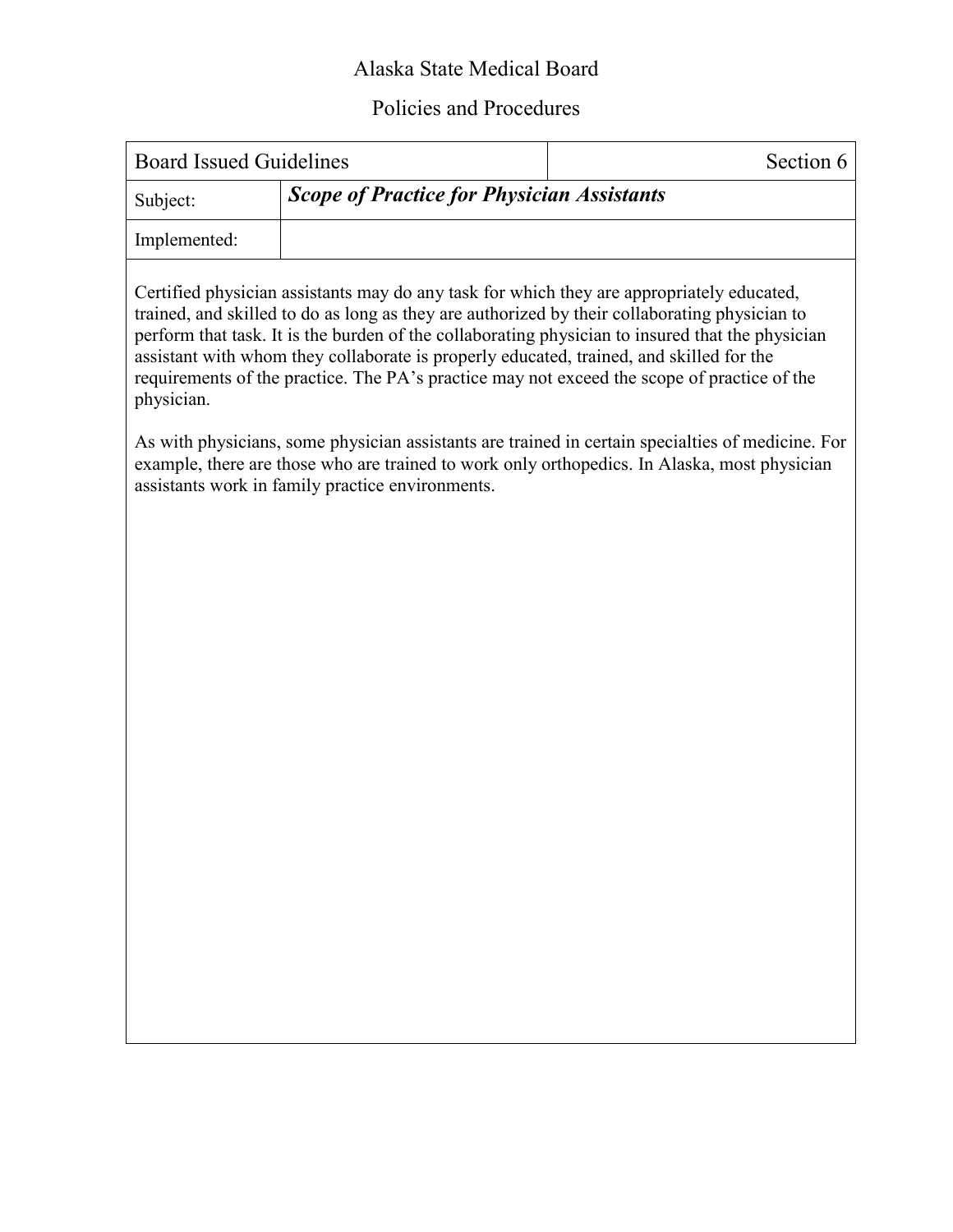# Alaska State Medical Board

## Policies and Procedures

| Board Issued Guidelines | | Section 6 |
|---|---|---|
| Subject: | ***Scope of Practice for Physician Assistants*** | |
| Implemented: | | |

Certified physician assistants may do any task for which they are appropriately educated, trained, and skilled to do as long as they are authorized by their collaborating physician to perform that task. It is the burden of the collaborating physician to insured that the physician assistant with whom they collaborate is properly educated, trained, and skilled for the requirements of the practice. The PA's practice may not exceed the scope of practice of the physician.

As with physicians, some physician assistants are trained in certain specialties of medicine. For example, there are those who are trained to work only orthopedics. In Alaska, most physician assistants work in family practice environments.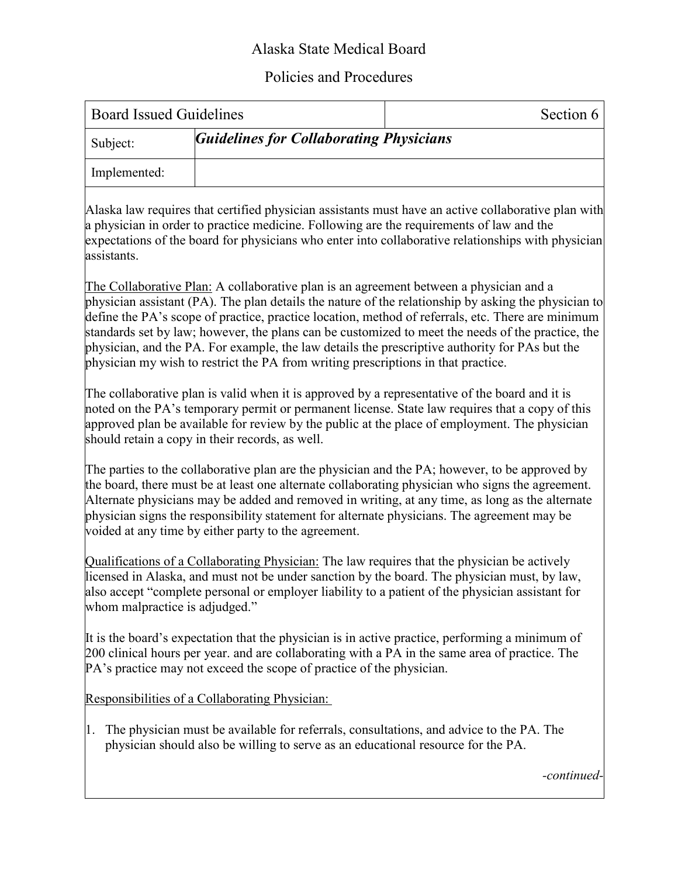Alaska State Medical Board

Policies and Procedures

| Board Issued Guidelines | Section 6 |
|---|---|
| Subject: | ***Guidelines for Collaborating Physicians*** |
| Implemented: | |

Alaska law requires that certified physician assistants must have an active collaborative plan with a physician in order to practice medicine. Following are the requirements of law and the expectations of the board for physicians who enter into collaborative relationships with physician assistants.

<u>The Collaborative Plan:</u> A collaborative plan is an agreement between a physician and a physician assistant (PA). The plan details the nature of the relationship by asking the physician to define the PA's scope of practice, practice location, method of referrals, etc. There are minimum standards set by law; however, the plans can be customized to meet the needs of the practice, the physician, and the PA. For example, the law details the prescriptive authority for PAs but the physician my wish to restrict the PA from writing prescriptions in that practice.

The collaborative plan is valid when it is approved by a representative of the board and it is noted on the PA's temporary permit or permanent license. State law requires that a copy of this approved plan be available for review by the public at the place of employment. The physician should retain a copy in their records, as well.

The parties to the collaborative plan are the physician and the PA; however, to be approved by the board, there must be at least one alternate collaborating physician who signs the agreement. Alternate physicians may be added and removed in writing, at any time, as long as the alternate physician signs the responsibility statement for alternate physicians. The agreement may be voided at any time by either party to the agreement.

<u>Qualifications of a Collaborating Physician:</u> The law requires that the physician be actively licensed in Alaska, and must not be under sanction by the board. The physician must, by law, also accept "complete personal or employer liability to a patient of the physician assistant for whom malpractice is adjudged."

It is the board's expectation that the physician is in active practice, performing a minimum of 200 clinical hours per year. and are collaborating with a PA in the same area of practice. The PA's practice may not exceed the scope of practice of the physician.

<u>Responsibilities of a Collaborating Physician:</u>

1. The physician must be available for referrals, consultations, and advice to the PA. The physician should also be willing to serve as an educational resource for the PA.

*-continued-*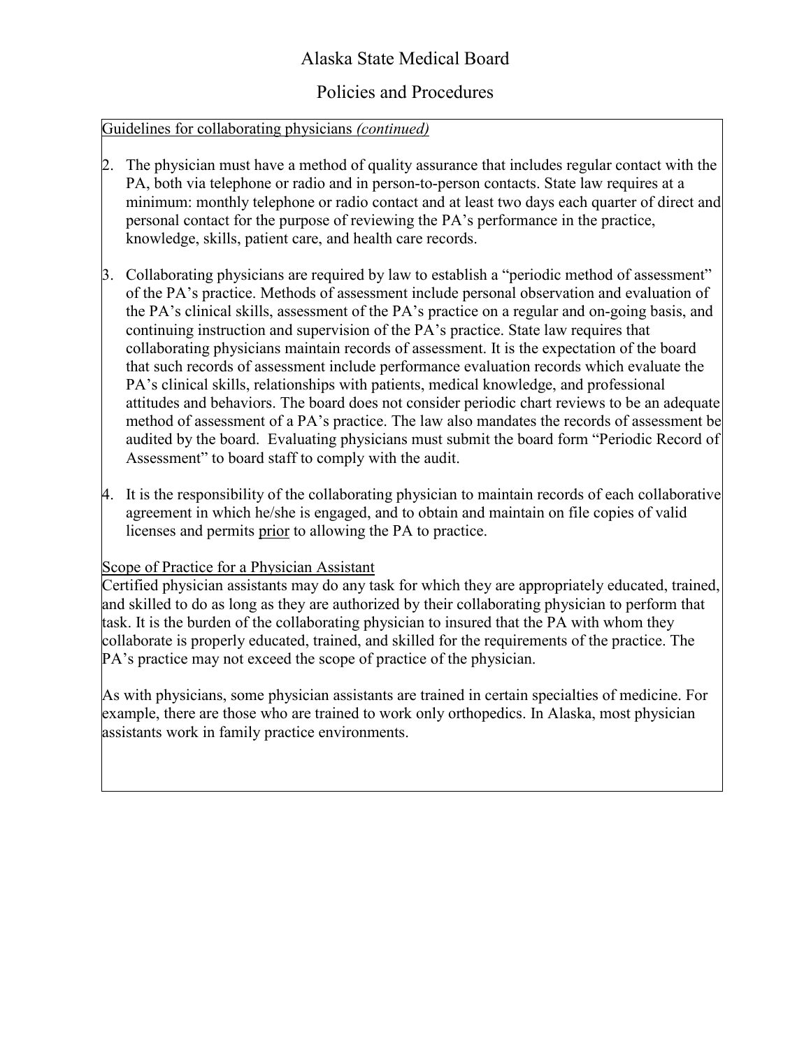# Alaska State Medical Board

## Policies and Procedures

Guidelines for collaborating physicians *(continued)*

2. The physician must have a method of quality assurance that includes regular contact with the PA, both via telephone or radio and in person-to-person contacts. State law requires at a minimum: monthly telephone or radio contact and at least two days each quarter of direct and personal contact for the purpose of reviewing the PA's performance in the practice, knowledge, skills, patient care, and health care records.

3. Collaborating physicians are required by law to establish a "periodic method of assessment" of the PA's practice. Methods of assessment include personal observation and evaluation of the PA's clinical skills, assessment of the PA's practice on a regular and on-going basis, and continuing instruction and supervision of the PA's practice. State law requires that collaborating physicians maintain records of assessment. It is the expectation of the board that such records of assessment include performance evaluation records which evaluate the PA's clinical skills, relationships with patients, medical knowledge, and professional attitudes and behaviors. The board does not consider periodic chart reviews to be an adequate method of assessment of a PA's practice. The law also mandates the records of assessment be audited by the board. Evaluating physicians must submit the board form "Periodic Record of Assessment" to board staff to comply with the audit.

4. It is the responsibility of the collaborating physician to maintain records of each collaborative agreement in which he/she is engaged, and to obtain and maintain on file copies of valid licenses and permits prior to allowing the PA to practice.

Scope of Practice for a Physician Assistant

Certified physician assistants may do any task for which they are appropriately educated, trained, and skilled to do as long as they are authorized by their collaborating physician to perform that task. It is the burden of the collaborating physician to insured that the PA with whom they collaborate is properly educated, trained, and skilled for the requirements of the practice. The PA's practice may not exceed the scope of practice of the physician.

As with physicians, some physician assistants are trained in certain specialties of medicine. For example, there are those who are trained to work only orthopedics. In Alaska, most physician assistants work in family practice environments.